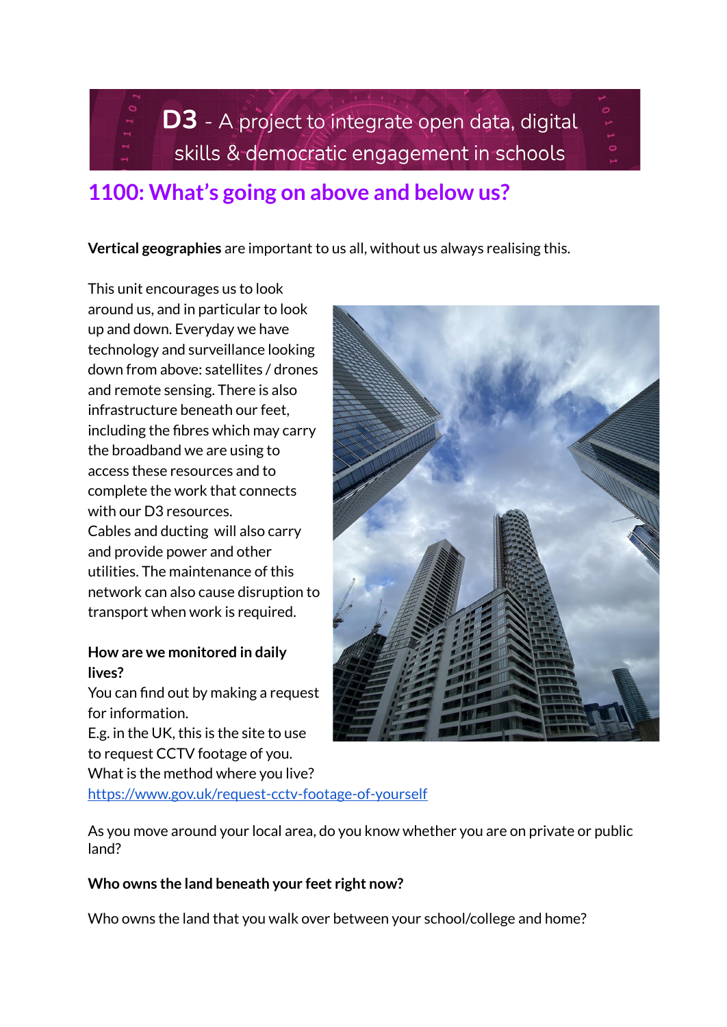**D3** - A project to integrate open data, digital skills & democratic engagement in schools

# 1100: What's going on above and below us?

**Vertical geographies** are important to us all, without us always realising this.

This unit encourages us to look around us, and in particular to look up and down. Everyday we have technology and surveillance looking down from above: satellites / drones and remote sensing. There is also infrastructure beneath our feet, including the fibres which may carry the broadband we are using to access these resources and to complete the work that connects with our D3 resources.
Cables and ducting will also carry and provide power and other utilities. The maintenance of this network can also cause disruption to transport when work is required.

**How are we monitored in daily lives?**
You can find out by making a request for information.
E.g. in the UK, this is the site to use to request CCTV footage of you.
What is the method where you live?
[https://www.gov.uk/request-cctv-footage-of-yourself](https://www.gov.uk/request-cctv-footage-of-yourself)

As you move around your local area, do you know whether you are on private or public land?

**Who owns the land beneath your feet right now?**

Who owns the land that you walk over between your school/college and home?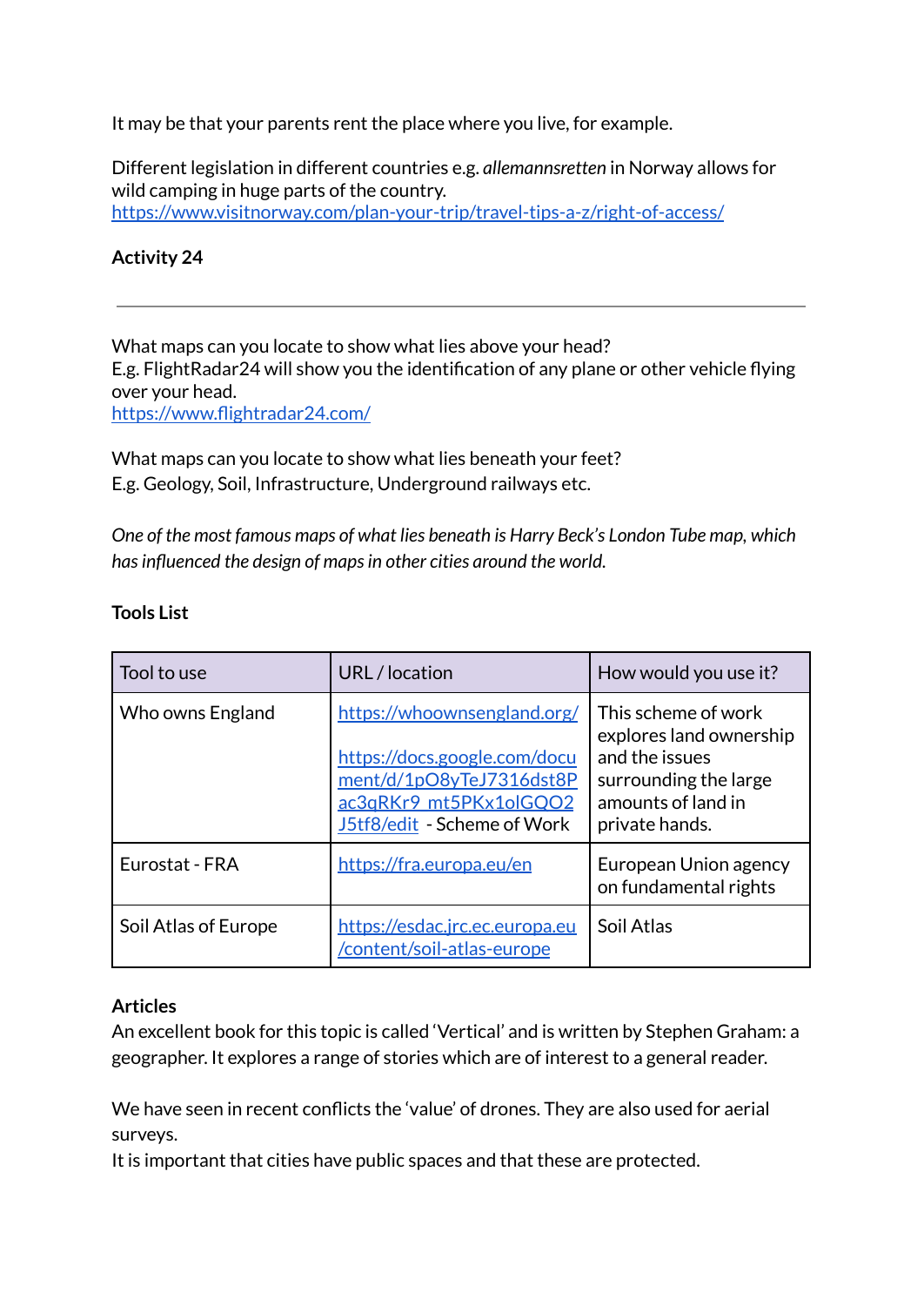It may be that your parents rent the place where you live, for example.

Different legislation in different countries e.g. *allemannsretten* in Norway allows for wild camping in huge parts of the country.
https://www.visitnorway.com/plan-your-trip/travel-tips-a-z/right-of-access/

**Activity 24**

---

What maps can you locate to show what lies above your head?
E.g. FlightRadar24 will show you the identification of any plane or other vehicle flying over your head.
https://www.flightradar24.com/

What maps can you locate to show what lies beneath your feet?
E.g. Geology, Soil, Infrastructure, Underground railways etc.

*One of the most famous maps of what lies beneath is Harry Beck's London Tube map, which has influenced the design of maps in other cities around the world.*

**Tools List**

| Tool to use | URL / location | How would you use it? |
| --- | --- | --- |
| Who owns England | https://whoownsengland.org/ <br><br> https://docs.google.com/document/d/1pO8yTeJ7316dst8Pac3qRKr9_mt5PKx1olGQO2J5tf8/edit - Scheme of Work | This scheme of work explores land ownership and the issues surrounding the large amounts of land in private hands. |
| Eurostat - FRA | https://fra.europa.eu/en | European Union agency on fundamental rights |
| Soil Atlas of Europe | https://esdac.jrc.ec.europa.eu/content/soil-atlas-europe | Soil Atlas |

**Articles**
An excellent book for this topic is called 'Vertical' and is written by Stephen Graham: a geographer. It explores a range of stories which are of interest to a general reader.

We have seen in recent conflicts the 'value' of drones. They are also used for aerial surveys.
It is important that cities have public spaces and that these are protected.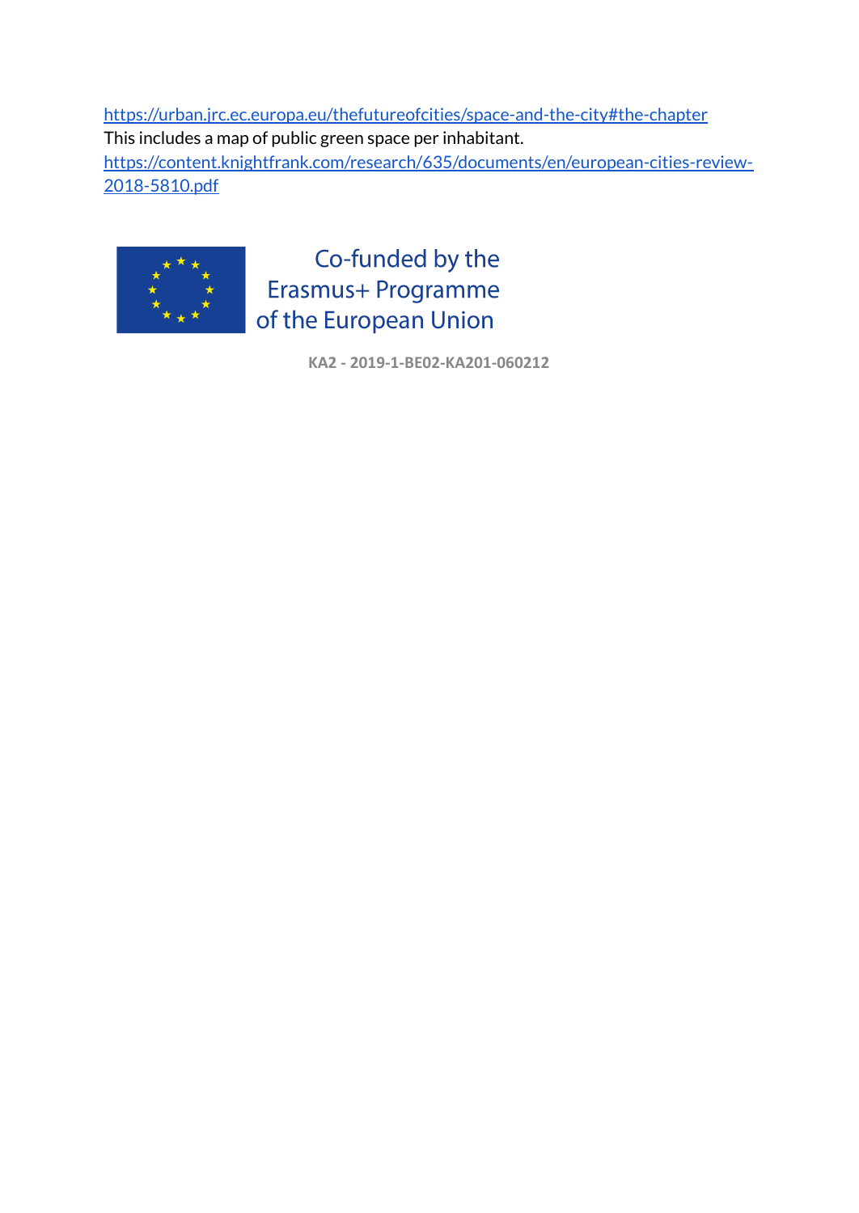https://urban.jrc.ec.europa.eu/thefutureofcities/space-and-the-city#the-chapter
This includes a map of public green space per inhabitant.
https://content.knightfrank.com/research/635/documents/en/european-cities-review-2018-5810.pdf

Co-funded by the
Erasmus+ Programme
of the European Union

KA2 - 2019-1-BE02-KA201-060212